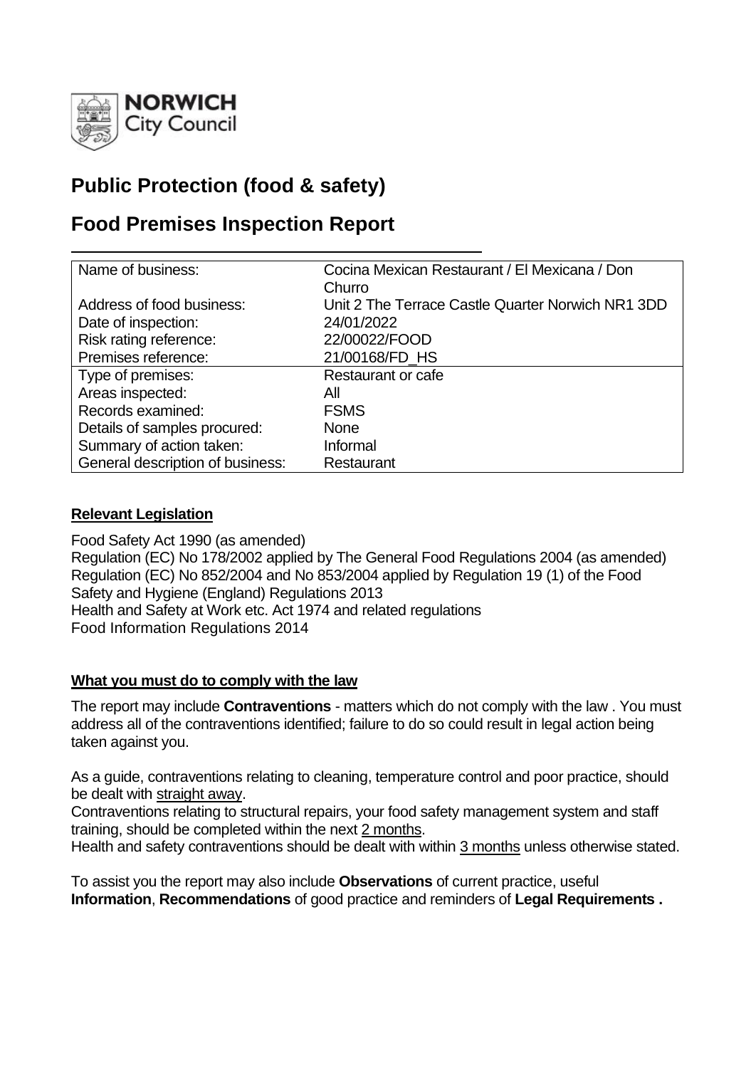NORWICH City Council

# Public Protection (food & safety)

# Food Premises Inspection Report

| Name of business: | Cocina Mexican Restaurant / El Mexicana / Don Churro |
|---|---|
| Address of food business: | Unit 2 The Terrace Castle Quarter Norwich NR1 3DD |
| Date of inspection: | 24/01/2022 |
| Risk rating reference: | 22/00022/FOOD |
| Premises reference: | 21/00168/FD_HS |
| Type of premises: | Restaurant or cafe |
| Areas inspected: | All |
| Records examined: | FSMS |
| Details of samples procured: | None |
| Summary of action taken: | Informal |
| General description of business: | Restaurant |

## Relevant Legislation

Food Safety Act 1990 (as amended)
Regulation (EC) No 178/2002 applied by The General Food Regulations 2004 (as amended)
Regulation (EC) No 852/2004 and No 853/2004 applied by Regulation 19 (1) of the Food Safety and Hygiene (England) Regulations 2013
Health and Safety at Work etc. Act 1974 and related regulations
Food Information Regulations 2014

## What you must do to comply with the law

The report may include **Contraventions** - matters which do not comply with the law . You must address all of the contraventions identified; failure to do so could result in legal action being taken against you.

As a guide, contraventions relating to cleaning, temperature control and poor practice, should be dealt with straight away.
Contraventions relating to structural repairs, your food safety management system and staff training, should be completed within the next 2 months.
Health and safety contraventions should be dealt with within 3 months unless otherwise stated.

To assist you the report may also include **Observations** of current practice, useful **Information**, **Recommendations** of good practice and reminders of **Legal Requirements .**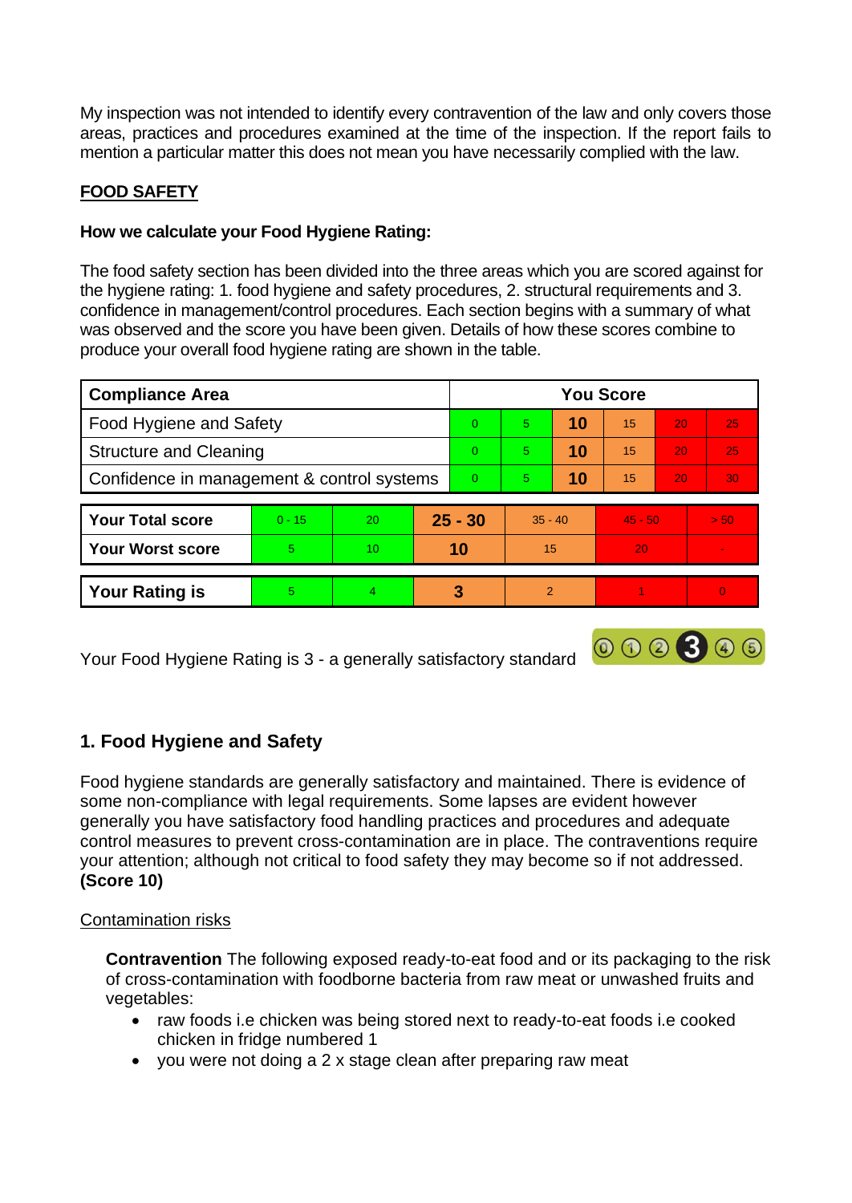My inspection was not intended to identify every contravention of the law and only covers those areas, practices and procedures examined at the time of the inspection. If the report fails to mention a particular matter this does not mean you have necessarily complied with the law.

**FOOD SAFETY**

**How we calculate your Food Hygiene Rating:**

The food safety section has been divided into the three areas which you are scored against for the hygiene rating: 1. food hygiene and safety procedures, 2. structural requirements and 3. confidence in management/control procedures. Each section begins with a summary of what was observed and the score you have been given. Details of how these scores combine to produce your overall food hygiene rating are shown in the table.

| Compliance Area | You Score | | | | | |
|---|---|---|---|---|---|---|
| Food Hygiene and Safety | 0 | 5 | **10** | 15 | 20 | 25 |
| Structure and Cleaning | 0 | 5 | **10** | 15 | 20 | 25 |
| Confidence in management & control systems | 0 | 5 | **10** | 15 | 20 | 30 |

| | | | | | | |
|---|---|---|---|---|---|---|
| **Your Total score** | 0 - 15 | 20 | **25 - 30** | 35 - 40 | 45 - 50 | > 50 |
| **Your Worst score** | 5 | 10 | **10** | 15 | 20 | - |

| | | | | | | |
|---|---|---|---|---|---|---|
| **Your Rating is** | 5 | 4 | **3** | 2 | 1 | 0 |

Your Food Hygiene Rating is 3 - a generally satisfactory standard

## 1. Food Hygiene and Safety

Food hygiene standards are generally satisfactory and maintained. There is evidence of some non-compliance with legal requirements. Some lapses are evident however generally you have satisfactory food handling practices and procedures and adequate control measures to prevent cross-contamination are in place. The contraventions require your attention; although not critical to food safety they may become so if not addressed. **(Score 10)**

Contamination risks

**Contravention** The following exposed ready-to-eat food and or its packaging to the risk of cross-contamination with foodborne bacteria from raw meat or unwashed fruits and vegetables:

- raw foods i.e chicken was being stored next to ready-to-eat foods i.e cooked chicken in fridge numbered 1
- you were not doing a 2 x stage clean after preparing raw meat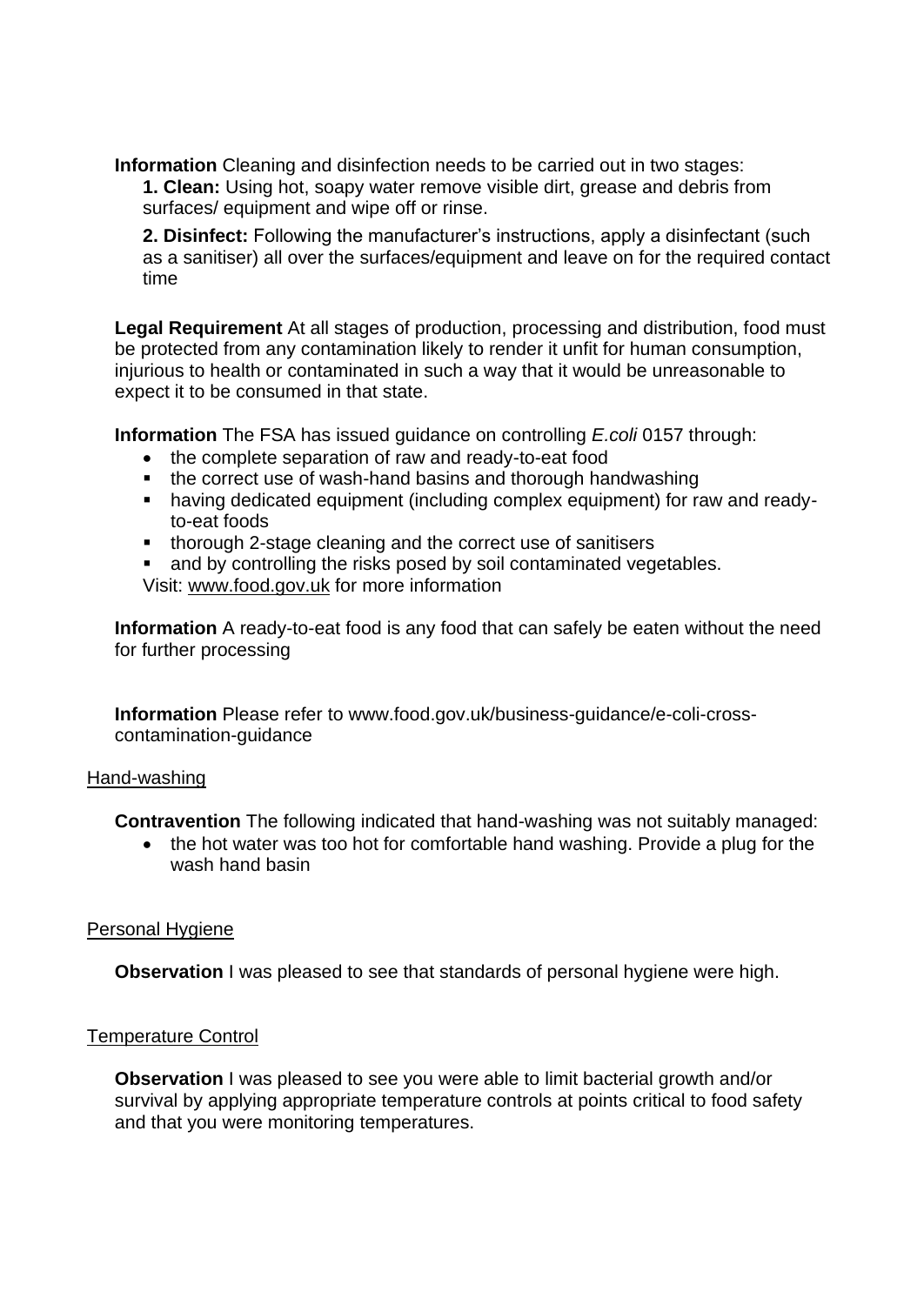**Information** Cleaning and disinfection needs to be carried out in two stages:

**1. Clean:** Using hot, soapy water remove visible dirt, grease and debris from surfaces/ equipment and wipe off or rinse.

**2. Disinfect:** Following the manufacturer's instructions, apply a disinfectant (such as a sanitiser) all over the surfaces/equipment and leave on for the required contact time

**Legal Requirement** At all stages of production, processing and distribution, food must be protected from any contamination likely to render it unfit for human consumption, injurious to health or contaminated in such a way that it would be unreasonable to expect it to be consumed in that state.

**Information** The FSA has issued guidance on controlling *E.coli* 0157 through:

- the complete separation of raw and ready-to-eat food
- the correct use of wash-hand basins and thorough handwashing
- having dedicated equipment (including complex equipment) for raw and ready-to-eat foods
- thorough 2-stage cleaning and the correct use of sanitisers
- and by controlling the risks posed by soil contaminated vegetables.

Visit: www.food.gov.uk for more information

**Information** A ready-to-eat food is any food that can safely be eaten without the need for further processing

**Information** Please refer to www.food.gov.uk/business-guidance/e-coli-cross-contamination-guidance

Hand-washing

**Contravention** The following indicated that hand-washing was not suitably managed:

- the hot water was too hot for comfortable hand washing. Provide a plug for the wash hand basin

Personal Hygiene

**Observation** I was pleased to see that standards of personal hygiene were high.

Temperature Control

**Observation** I was pleased to see you were able to limit bacterial growth and/or survival by applying appropriate temperature controls at points critical to food safety and that you were monitoring temperatures.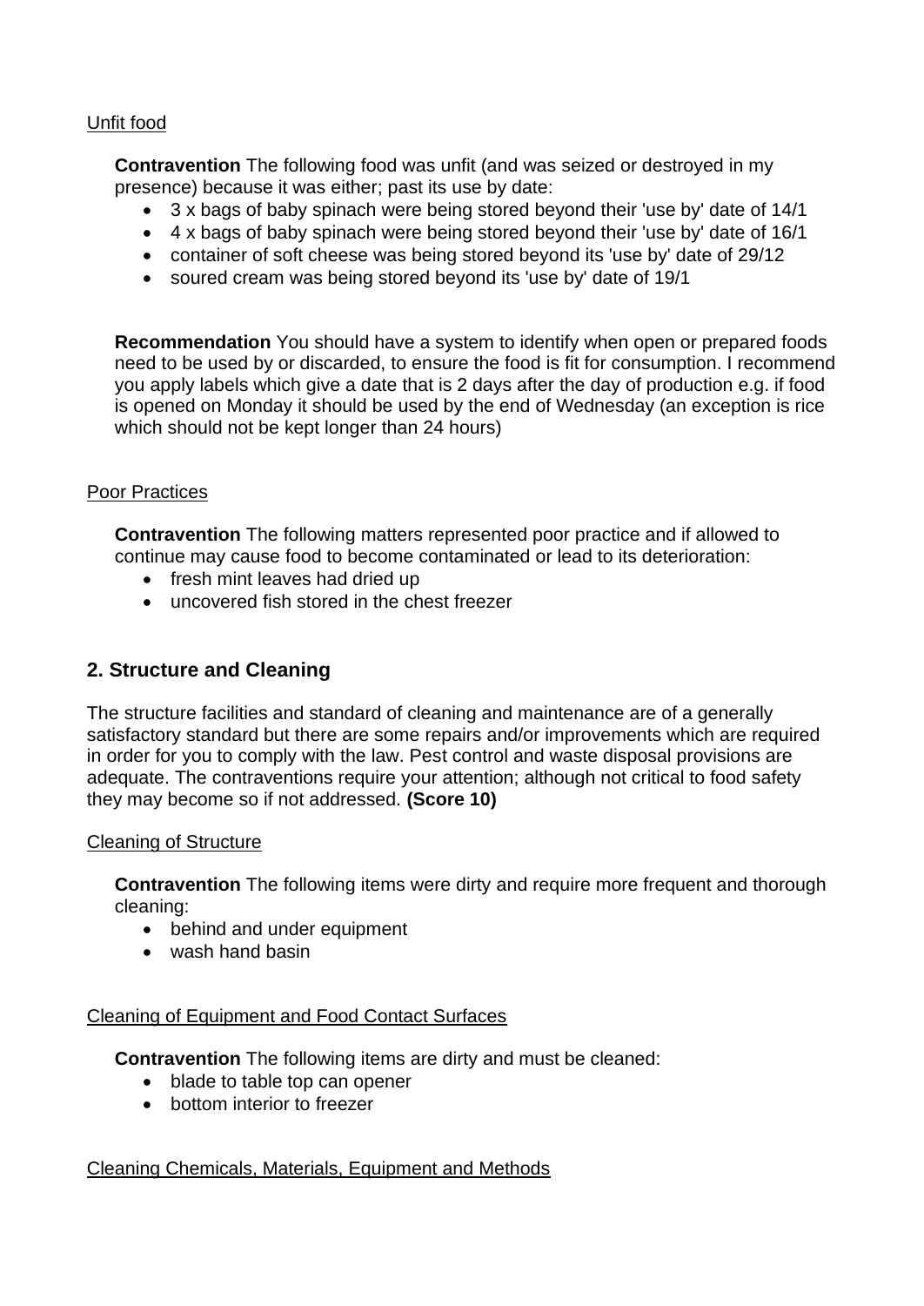Unfit food

**Contravention** The following food was unfit (and was seized or destroyed in my presence) because it was either; past its use by date:

- 3 x bags of baby spinach were being stored beyond their 'use by' date of 14/1
- 4 x bags of baby spinach were being stored beyond their 'use by' date of 16/1
- container of soft cheese was being stored beyond its 'use by' date of 29/12
- soured cream was being stored beyond its 'use by' date of 19/1

**Recommendation** You should have a system to identify when open or prepared foods need to be used by or discarded, to ensure the food is fit for consumption. I recommend you apply labels which give a date that is 2 days after the day of production e.g. if food is opened on Monday it should be used by the end of Wednesday (an exception is rice which should not be kept longer than 24 hours)

Poor Practices

**Contravention** The following matters represented poor practice and if allowed to continue may cause food to become contaminated or lead to its deterioration:

- fresh mint leaves had dried up
- uncovered fish stored in the chest freezer

## 2. Structure and Cleaning

The structure facilities and standard of cleaning and maintenance are of a generally satisfactory standard but there are some repairs and/or improvements which are required in order for you to comply with the law. Pest control and waste disposal provisions are adequate. The contraventions require your attention; although not critical to food safety they may become so if not addressed. **(Score 10)**

Cleaning of Structure

**Contravention** The following items were dirty and require more frequent and thorough cleaning:

- behind and under equipment
- wash hand basin

Cleaning of Equipment and Food Contact Surfaces

**Contravention** The following items are dirty and must be cleaned:

- blade to table top can opener
- bottom interior to freezer

Cleaning Chemicals, Materials, Equipment and Methods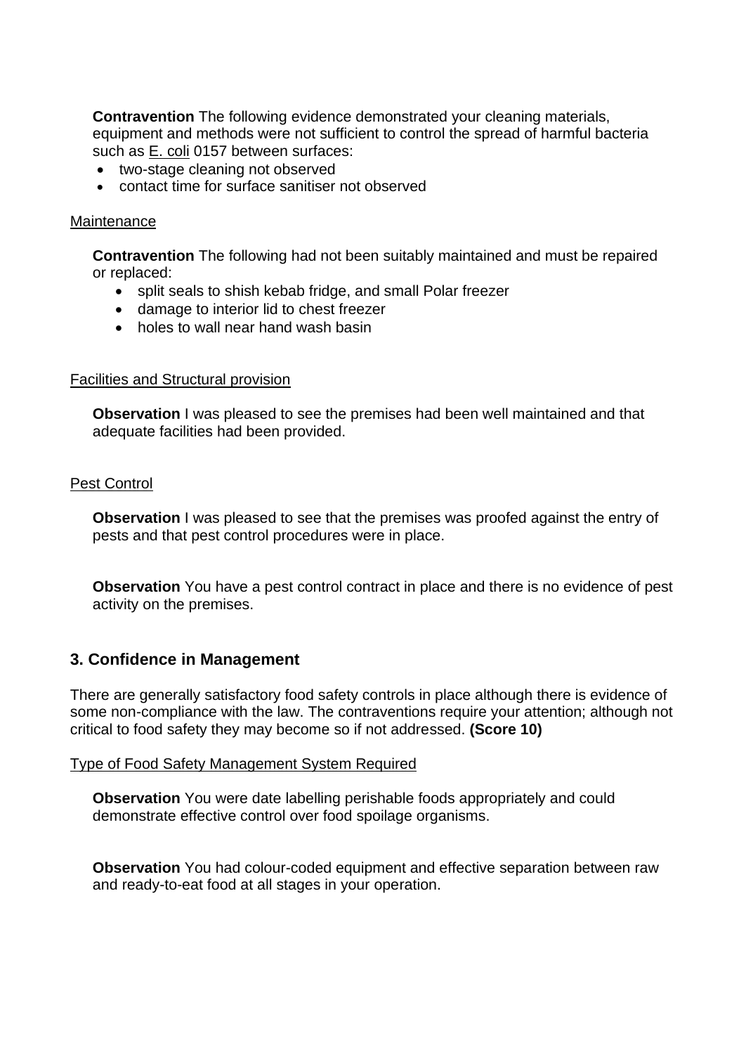**Contravention** The following evidence demonstrated your cleaning materials, equipment and methods were not sufficient to control the spread of harmful bacteria such as E. coli 0157 between surfaces:

- two-stage cleaning not observed
- contact time for surface sanitiser not observed

Maintenance

**Contravention** The following had not been suitably maintained and must be repaired or replaced:

- split seals to shish kebab fridge, and small Polar freezer
- damage to interior lid to chest freezer
- holes to wall near hand wash basin

Facilities and Structural provision

**Observation** I was pleased to see the premises had been well maintained and that adequate facilities had been provided.

Pest Control

**Observation** I was pleased to see that the premises was proofed against the entry of pests and that pest control procedures were in place.

**Observation** You have a pest control contract in place and there is no evidence of pest activity on the premises.

## 3. Confidence in Management

There are generally satisfactory food safety controls in place although there is evidence of some non-compliance with the law. The contraventions require your attention; although not critical to food safety they may become so if not addressed. **(Score 10)**

Type of Food Safety Management System Required

**Observation** You were date labelling perishable foods appropriately and could demonstrate effective control over food spoilage organisms.

**Observation** You had colour-coded equipment and effective separation between raw and ready-to-eat food at all stages in your operation.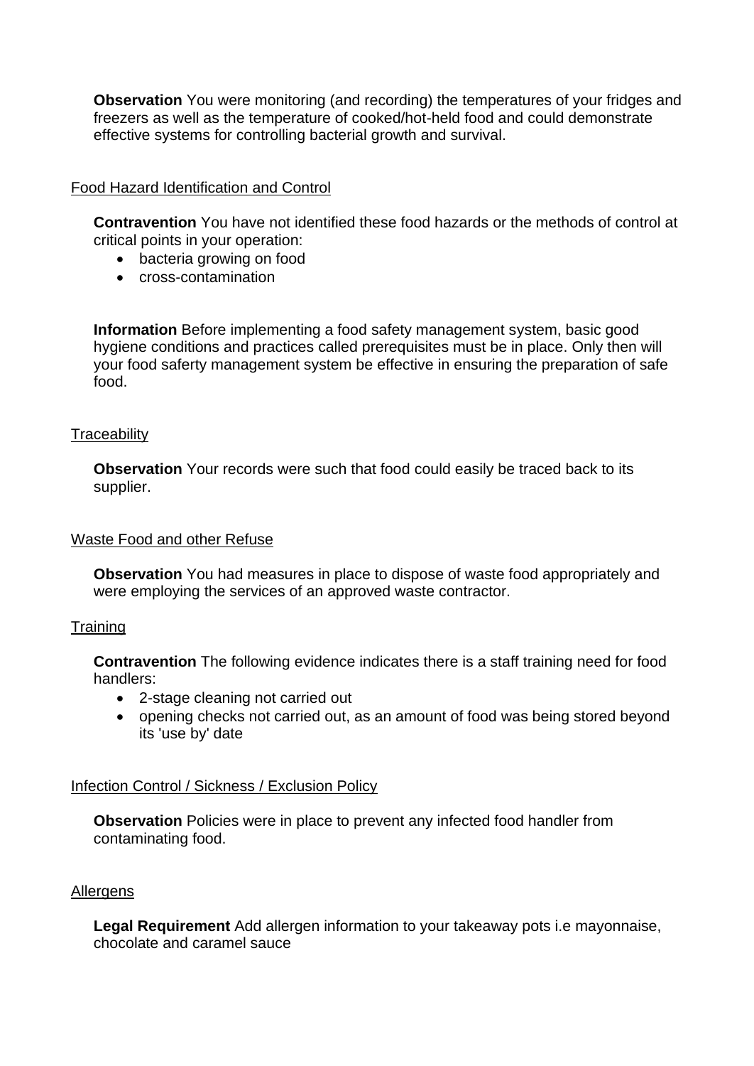**Observation** You were monitoring (and recording) the temperatures of your fridges and freezers as well as the temperature of cooked/hot-held food and could demonstrate effective systems for controlling bacterial growth and survival.

Food Hazard Identification and Control

**Contravention** You have not identified these food hazards or the methods of control at critical points in your operation:

- bacteria growing on food
- cross-contamination

**Information** Before implementing a food safety management system, basic good hygiene conditions and practices called prerequisites must be in place. Only then will your food saferty management system be effective in ensuring the preparation of safe food.

Traceability

**Observation** Your records were such that food could easily be traced back to its supplier.

Waste Food and other Refuse

**Observation** You had measures in place to dispose of waste food appropriately and were employing the services of an approved waste contractor.

Training

**Contravention** The following evidence indicates there is a staff training need for food handlers:

- 2-stage cleaning not carried out
- opening checks not carried out, as an amount of food was being stored beyond its 'use by' date

Infection Control / Sickness / Exclusion Policy

**Observation** Policies were in place to prevent any infected food handler from contaminating food.

Allergens

**Legal Requirement** Add allergen information to your takeaway pots i.e mayonnaise, chocolate and caramel sauce